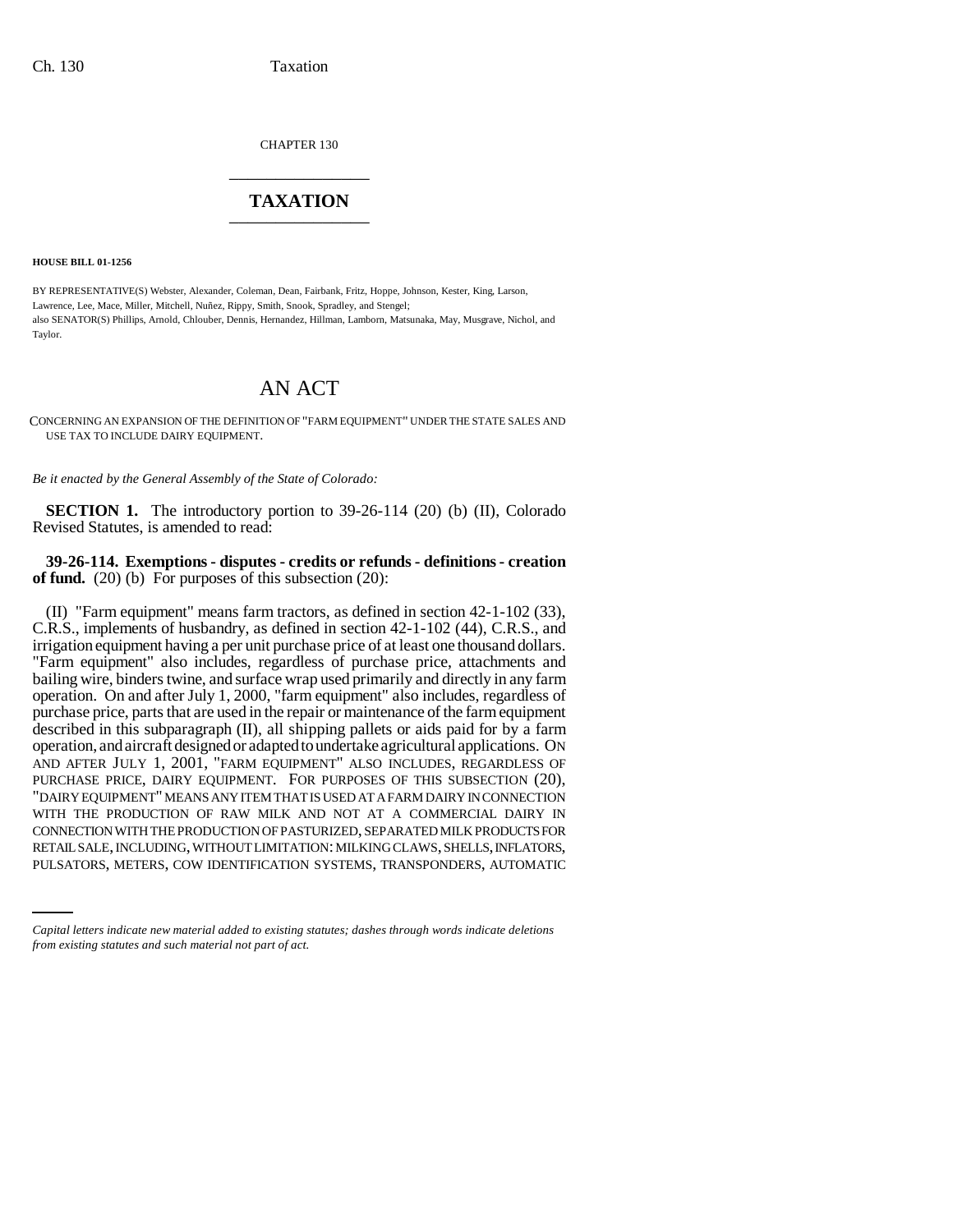CHAPTER 130

## TAXATION

**HOUSE BILL 01-1256**

BY REPRESENTATIVE(S) Webster, Alexander, Coleman, Dean, Fairbank, Fritz, Hoppe, Johnson, Kester, King, Larson, Lawrence, Lee, Mace, Miller, Mitchell, Nuñez, Rippy, Smith, Snook, Spradley, and Stengel;
also SENATOR(S) Phillips, Arnold, Chlouber, Dennis, Hernandez, Hillman, Lamborn, Matsunaka, May, Musgrave, Nichol, and Taylor.

# AN ACT

CONCERNING AN EXPANSION OF THE DEFINITION OF "FARM EQUIPMENT" UNDER THE STATE SALES AND USE TAX TO INCLUDE DAIRY EQUIPMENT.

*Be it enacted by the General Assembly of the State of Colorado:*

**SECTION 1.** The introductory portion to 39-26-114 (20) (b) (II), Colorado Revised Statutes, is amended to read:

**39-26-114. Exemptions - disputes - credits or refunds - definitions - creation of fund.** (20) (b) For purposes of this subsection (20):

(II) "Farm equipment" means farm tractors, as defined in section 42-1-102 (33), C.R.S., implements of husbandry, as defined in section 42-1-102 (44), C.R.S., and irrigation equipment having a per unit purchase price of at least one thousand dollars. "Farm equipment" also includes, regardless of purchase price, attachments and bailing wire, binders twine, and surface wrap used primarily and directly in any farm operation. On and after July 1, 2000, "farm equipment" also includes, regardless of purchase price, parts that are used in the repair or maintenance of the farm equipment described in this subparagraph (II), all shipping pallets or aids paid for by a farm operation, and aircraft designed or adapted to undertake agricultural applications. ON AND AFTER JULY 1, 2001, "FARM EQUIPMENT" ALSO INCLUDES, REGARDLESS OF PURCHASE PRICE, DAIRY EQUIPMENT. FOR PURPOSES OF THIS SUBSECTION (20), "DAIRY EQUIPMENT" MEANS ANY ITEM THAT IS USED AT A FARM DAIRY IN CONNECTION WITH THE PRODUCTION OF RAW MILK AND NOT AT A COMMERCIAL DAIRY IN CONNECTION WITH THE PRODUCTION OF PASTURIZED, SEPARATED MILK PRODUCTS FOR RETAIL SALE, INCLUDING, WITHOUT LIMITATION: MILKING CLAWS, SHELLS, INFLATORS, PULSATORS, METERS, COW IDENTIFICATION SYSTEMS, TRANSPONDERS, AUTOMATIC

---

*Capital letters indicate new material added to existing statutes; dashes through words indicate deletions from existing statutes and such material not part of act.*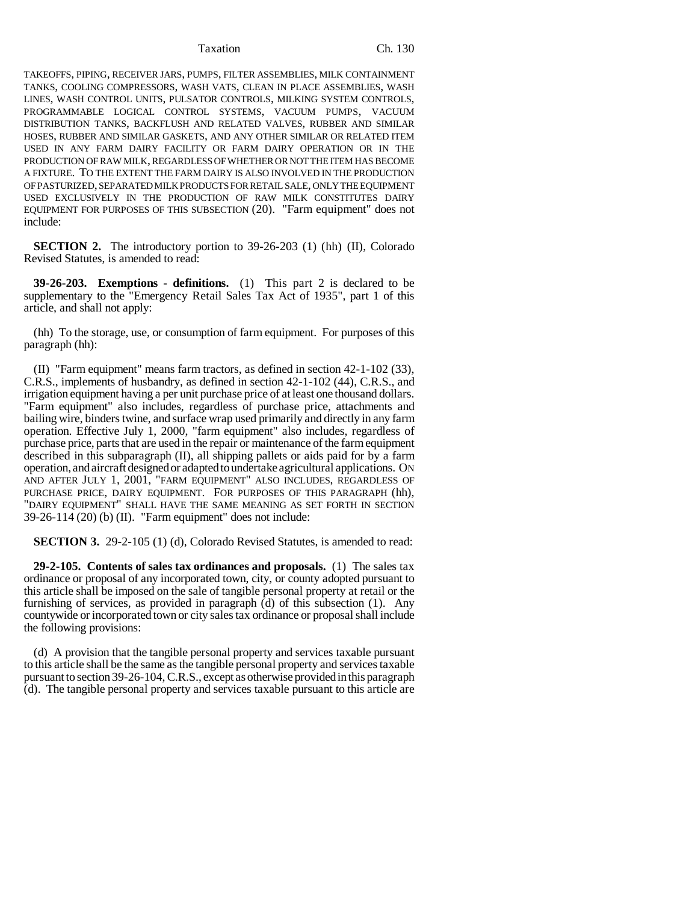TAKEOFFS, PIPING, RECEIVER JARS, PUMPS, FILTER ASSEMBLIES, MILK CONTAINMENT TANKS, COOLING COMPRESSORS, WASH VATS, CLEAN IN PLACE ASSEMBLIES, WASH LINES, WASH CONTROL UNITS, PULSATOR CONTROLS, MILKING SYSTEM CONTROLS, PROGRAMMABLE LOGICAL CONTROL SYSTEMS, VACUUM PUMPS, VACUUM DISTRIBUTION TANKS, BACKFLUSH AND RELATED VALVES, RUBBER AND SIMILAR HOSES, RUBBER AND SIMILAR GASKETS, AND ANY OTHER SIMILAR OR RELATED ITEM USED IN ANY FARM DAIRY FACILITY OR FARM DAIRY OPERATION OR IN THE PRODUCTION OF RAW MILK, REGARDLESS OF WHETHER OR NOT THE ITEM HAS BECOME A FIXTURE. TO THE EXTENT THE FARM DAIRY IS ALSO INVOLVED IN THE PRODUCTION OF PASTURIZED, SEPARATED MILK PRODUCTS FOR RETAIL SALE, ONLY THE EQUIPMENT USED EXCLUSIVELY IN THE PRODUCTION OF RAW MILK CONSTITUTES DAIRY EQUIPMENT FOR PURPOSES OF THIS SUBSECTION (20). "Farm equipment" does not include:

**SECTION 2.** The introductory portion to 39-26-203 (1) (hh) (II), Colorado Revised Statutes, is amended to read:

**39-26-203. Exemptions - definitions.** (1) This part 2 is declared to be supplementary to the "Emergency Retail Sales Tax Act of 1935", part 1 of this article, and shall not apply:

(hh) To the storage, use, or consumption of farm equipment. For purposes of this paragraph (hh):

(II) "Farm equipment" means farm tractors, as defined in section 42-1-102 (33), C.R.S., implements of husbandry, as defined in section 42-1-102 (44), C.R.S., and irrigation equipment having a per unit purchase price of at least one thousand dollars. "Farm equipment" also includes, regardless of purchase price, attachments and bailing wire, binders twine, and surface wrap used primarily and directly in any farm operation. Effective July 1, 2000, "farm equipment" also includes, regardless of purchase price, parts that are used in the repair or maintenance of the farm equipment described in this subparagraph (II), all shipping pallets or aids paid for by a farm operation, and aircraft designed or adapted to undertake agricultural applications. ON AND AFTER JULY 1, 2001, "FARM EQUIPMENT" ALSO INCLUDES, REGARDLESS OF PURCHASE PRICE, DAIRY EQUIPMENT. FOR PURPOSES OF THIS PARAGRAPH (hh), "DAIRY EQUIPMENT" SHALL HAVE THE SAME MEANING AS SET FORTH IN SECTION 39-26-114 (20) (b) (II). "Farm equipment" does not include:

**SECTION 3.** 29-2-105 (1) (d), Colorado Revised Statutes, is amended to read:

**29-2-105. Contents of sales tax ordinances and proposals.** (1) The sales tax ordinance or proposal of any incorporated town, city, or county adopted pursuant to this article shall be imposed on the sale of tangible personal property at retail or the furnishing of services, as provided in paragraph (d) of this subsection (1). Any countywide or incorporated town or city sales tax ordinance or proposal shall include the following provisions:

(d) A provision that the tangible personal property and services taxable pursuant to this article shall be the same as the tangible personal property and services taxable pursuant to section 39-26-104, C.R.S., except as otherwise provided in this paragraph (d). The tangible personal property and services taxable pursuant to this article are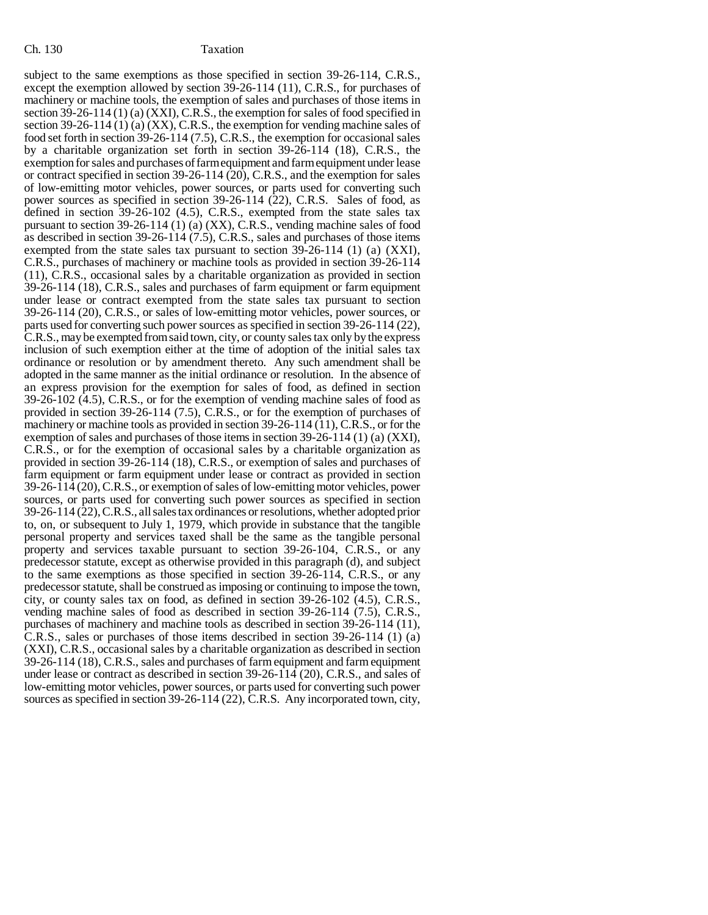subject to the same exemptions as those specified in section 39-26-114, C.R.S., except the exemption allowed by section 39-26-114 (11), C.R.S., for purchases of machinery or machine tools, the exemption of sales and purchases of those items in section 39-26-114 (1) (a) (XXI), C.R.S., the exemption for sales of food specified in section 39-26-114 (1) (a) (XX), C.R.S., the exemption for vending machine sales of food set forth in section 39-26-114 (7.5), C.R.S., the exemption for occasional sales by a charitable organization set forth in section 39-26-114 (18), C.R.S., the exemption for sales and purchases of farm equipment and farm equipment under lease or contract specified in section 39-26-114 (20), C.R.S., and the exemption for sales of low-emitting motor vehicles, power sources, or parts used for converting such power sources as specified in section 39-26-114 (22), C.R.S. Sales of food, as defined in section 39-26-102 (4.5), C.R.S., exempted from the state sales tax pursuant to section 39-26-114 (1) (a) (XX), C.R.S., vending machine sales of food as described in section 39-26-114 (7.5), C.R.S., sales and purchases of those items exempted from the state sales tax pursuant to section 39-26-114 (1) (a) (XXI), C.R.S., purchases of machinery or machine tools as provided in section 39-26-114 (11), C.R.S., occasional sales by a charitable organization as provided in section 39-26-114 (18), C.R.S., sales and purchases of farm equipment or farm equipment under lease or contract exempted from the state sales tax pursuant to section 39-26-114 (20), C.R.S., or sales of low-emitting motor vehicles, power sources, or parts used for converting such power sources as specified in section 39-26-114 (22), C.R.S., may be exempted from said town, city, or county sales tax only by the express inclusion of such exemption either at the time of adoption of the initial sales tax ordinance or resolution or by amendment thereto. Any such amendment shall be adopted in the same manner as the initial ordinance or resolution. In the absence of an express provision for the exemption for sales of food, as defined in section 39-26-102 (4.5), C.R.S., or for the exemption of vending machine sales of food as provided in section 39-26-114 (7.5), C.R.S., or for the exemption of purchases of machinery or machine tools as provided in section 39-26-114 (11), C.R.S., or for the exemption of sales and purchases of those items in section 39-26-114 (1) (a) (XXI), C.R.S., or for the exemption of occasional sales by a charitable organization as provided in section 39-26-114 (18), C.R.S., or exemption of sales and purchases of farm equipment or farm equipment under lease or contract as provided in section 39-26-114 (20), C.R.S., or exemption of sales of low-emitting motor vehicles, power sources, or parts used for converting such power sources as specified in section 39-26-114 (22), C.R.S., all sales tax ordinances or resolutions, whether adopted prior to, on, or subsequent to July 1, 1979, which provide in substance that the tangible personal property and services taxed shall be the same as the tangible personal property and services taxable pursuant to section 39-26-104, C.R.S., or any predecessor statute, except as otherwise provided in this paragraph (d), and subject to the same exemptions as those specified in section 39-26-114, C.R.S., or any predecessor statute, shall be construed as imposing or continuing to impose the town, city, or county sales tax on food, as defined in section 39-26-102 (4.5), C.R.S., vending machine sales of food as described in section 39-26-114 (7.5), C.R.S., purchases of machinery and machine tools as described in section 39-26-114 (11), C.R.S., sales or purchases of those items described in section 39-26-114 (1) (a) (XXI), C.R.S., occasional sales by a charitable organization as described in section 39-26-114 (18), C.R.S., sales and purchases of farm equipment and farm equipment under lease or contract as described in section 39-26-114 (20), C.R.S., and sales of low-emitting motor vehicles, power sources, or parts used for converting such power sources as specified in section 39-26-114 (22), C.R.S. Any incorporated town, city,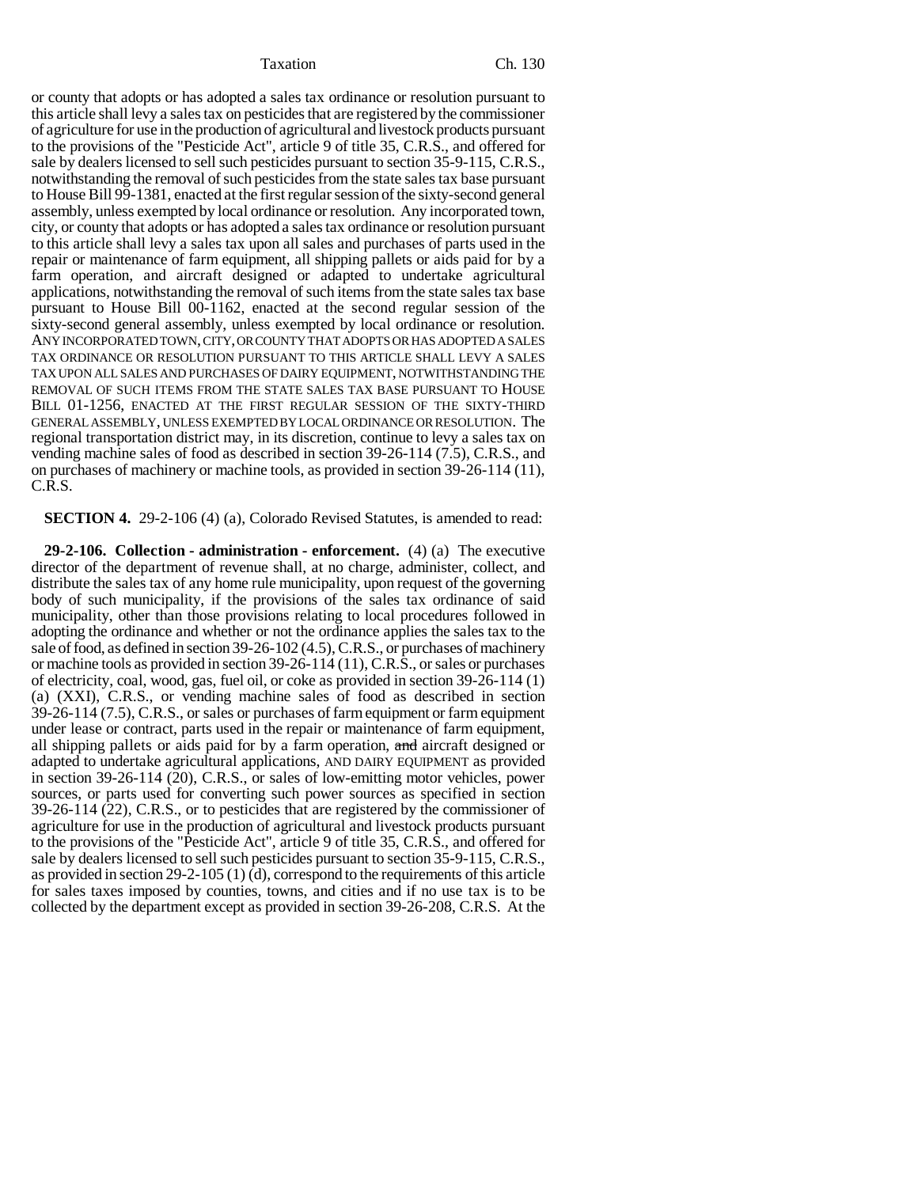or county that adopts or has adopted a sales tax ordinance or resolution pursuant to this article shall levy a sales tax on pesticides that are registered by the commissioner of agriculture for use in the production of agricultural and livestock products pursuant to the provisions of the "Pesticide Act", article 9 of title 35, C.R.S., and offered for sale by dealers licensed to sell such pesticides pursuant to section 35-9-115, C.R.S., notwithstanding the removal of such pesticides from the state sales tax base pursuant to House Bill 99-1381, enacted at the first regular session of the sixty-second general assembly, unless exempted by local ordinance or resolution. Any incorporated town, city, or county that adopts or has adopted a sales tax ordinance or resolution pursuant to this article shall levy a sales tax upon all sales and purchases of parts used in the repair or maintenance of farm equipment, all shipping pallets or aids paid for by a farm operation, and aircraft designed or adapted to undertake agricultural applications, notwithstanding the removal of such items from the state sales tax base pursuant to House Bill 00-1162, enacted at the second regular session of the sixty-second general assembly, unless exempted by local ordinance or resolution. ANY INCORPORATED TOWN, CITY, OR COUNTY THAT ADOPTS OR HAS ADOPTED A SALES TAX ORDINANCE OR RESOLUTION PURSUANT TO THIS ARTICLE SHALL LEVY A SALES TAX UPON ALL SALES AND PURCHASES OF DAIRY EQUIPMENT, NOTWITHSTANDING THE REMOVAL OF SUCH ITEMS FROM THE STATE SALES TAX BASE PURSUANT TO HOUSE BILL 01-1256, ENACTED AT THE FIRST REGULAR SESSION OF THE SIXTY-THIRD GENERAL ASSEMBLY, UNLESS EXEMPTED BY LOCAL ORDINANCE OR RESOLUTION. The regional transportation district may, in its discretion, continue to levy a sales tax on vending machine sales of food as described in section 39-26-114 (7.5), C.R.S., and on purchases of machinery or machine tools, as provided in section 39-26-114 (11), C.R.S.

**SECTION 4.** 29-2-106 (4) (a), Colorado Revised Statutes, is amended to read:

**29-2-106. Collection - administration - enforcement.** (4) (a) The executive director of the department of revenue shall, at no charge, administer, collect, and distribute the sales tax of any home rule municipality, upon request of the governing body of such municipality, if the provisions of the sales tax ordinance of said municipality, other than those provisions relating to local procedures followed in adopting the ordinance and whether or not the ordinance applies the sales tax to the sale of food, as defined in section 39-26-102 (4.5), C.R.S., or purchases of machinery or machine tools as provided in section 39-26-114 (11), C.R.S., or sales or purchases of electricity, coal, wood, gas, fuel oil, or coke as provided in section 39-26-114 (1) (a) (XXI), C.R.S., or vending machine sales of food as described in section 39-26-114 (7.5), C.R.S., or sales or purchases of farm equipment or farm equipment under lease or contract, parts used in the repair or maintenance of farm equipment, all shipping pallets or aids paid for by a farm operation, ~~and~~ aircraft designed or adapted to undertake agricultural applications, AND DAIRY EQUIPMENT as provided in section 39-26-114 (20), C.R.S., or sales of low-emitting motor vehicles, power sources, or parts used for converting such power sources as specified in section 39-26-114 (22), C.R.S., or to pesticides that are registered by the commissioner of agriculture for use in the production of agricultural and livestock products pursuant to the provisions of the "Pesticide Act", article 9 of title 35, C.R.S., and offered for sale by dealers licensed to sell such pesticides pursuant to section 35-9-115, C.R.S., as provided in section 29-2-105 (1) (d), correspond to the requirements of this article for sales taxes imposed by counties, towns, and cities and if no use tax is to be collected by the department except as provided in section 39-26-208, C.R.S. At the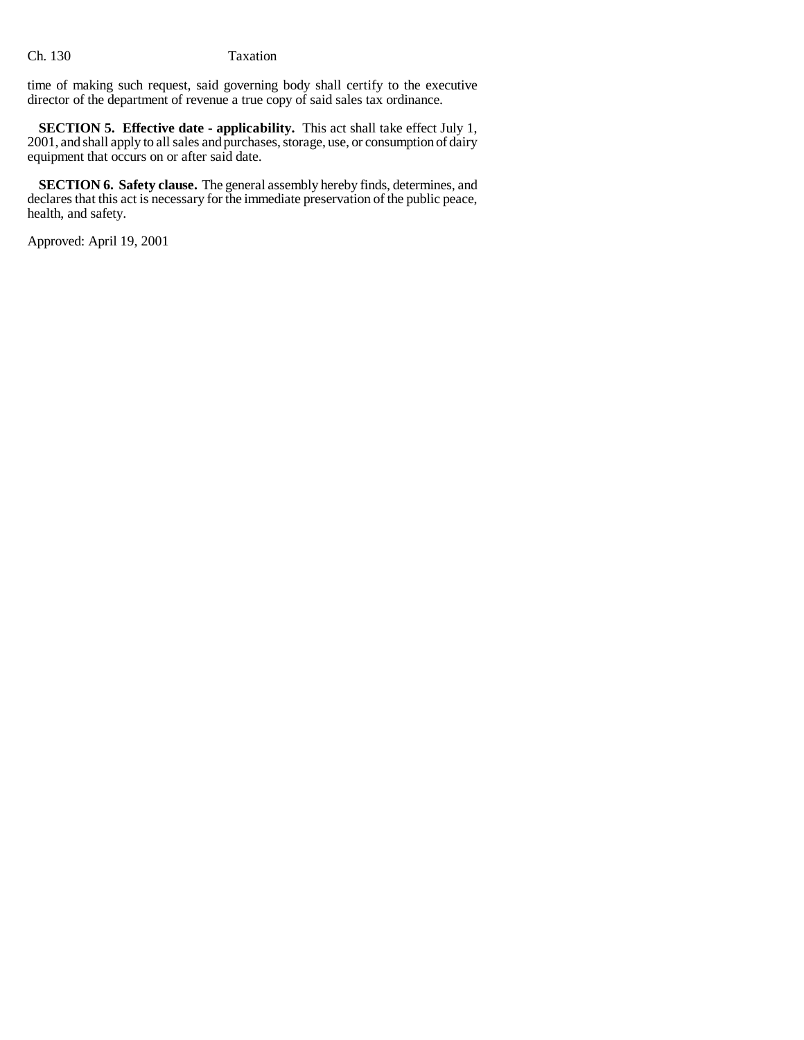time of making such request, said governing body shall certify to the executive director of the department of revenue a true copy of said sales tax ordinance.

**SECTION 5. Effective date - applicability.** This act shall take effect July 1, 2001, and shall apply to all sales and purchases, storage, use, or consumption of dairy equipment that occurs on or after said date.

**SECTION 6. Safety clause.** The general assembly hereby finds, determines, and declares that this act is necessary for the immediate preservation of the public peace, health, and safety.

Approved: April 19, 2001